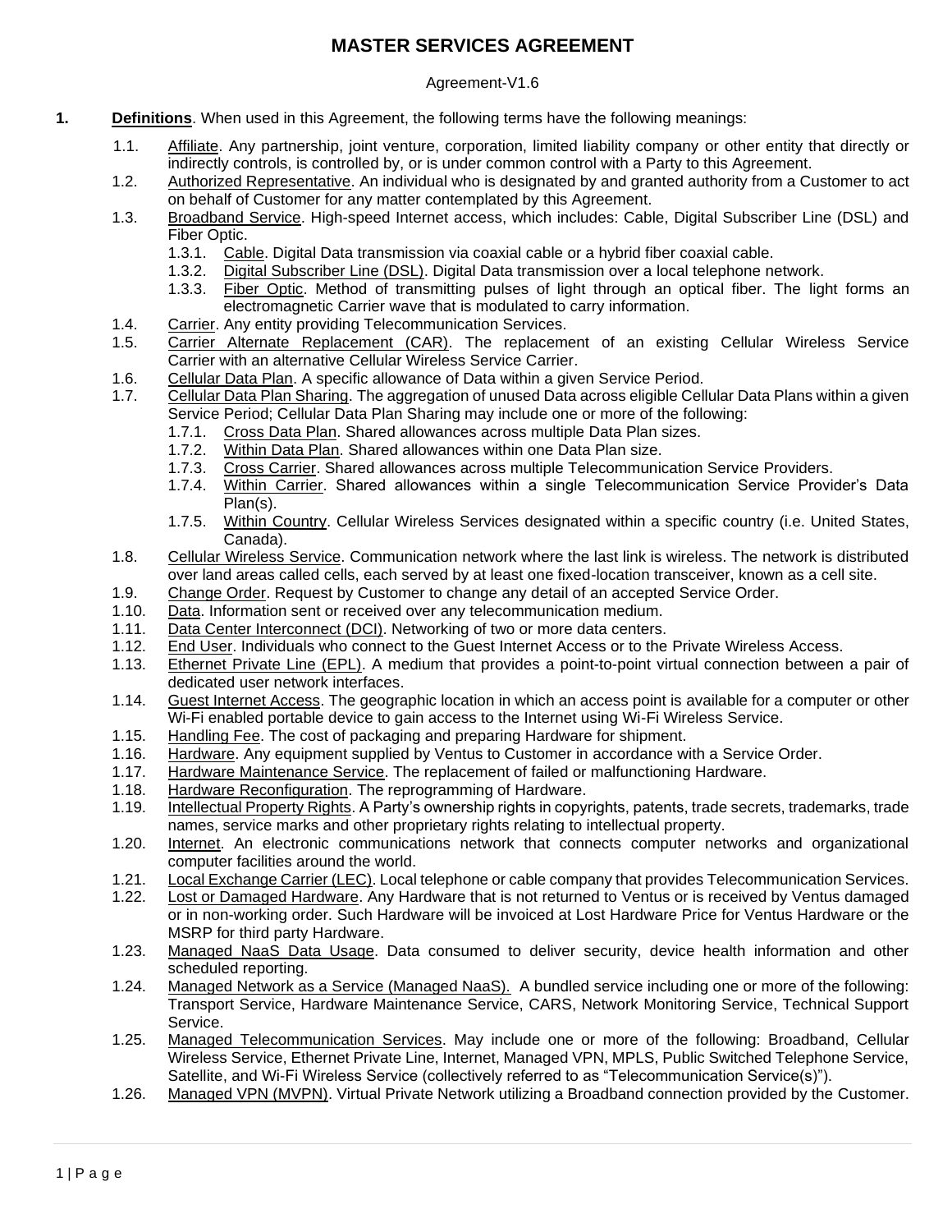# MASTER SERVICES AGREEMENT

Agreement-V1.6

**1. Definitions**. When used in this Agreement, the following terms have the following meanings:

1.1. Affiliate. Any partnership, joint venture, corporation, limited liability company or other entity that directly or indirectly controls, is controlled by, or is under common control with a Party to this Agreement.

1.2. Authorized Representative. An individual who is designated by and granted authority from a Customer to act on behalf of Customer for any matter contemplated by this Agreement.

1.3. Broadband Service. High-speed Internet access, which includes: Cable, Digital Subscriber Line (DSL) and Fiber Optic.

1.3.1. Cable. Digital Data transmission via coaxial cable or a hybrid fiber coaxial cable.

1.3.2. Digital Subscriber Line (DSL). Digital Data transmission over a local telephone network.

1.3.3. Fiber Optic. Method of transmitting pulses of light through an optical fiber. The light forms an electromagnetic Carrier wave that is modulated to carry information.

1.4. Carrier. Any entity providing Telecommunication Services.

1.5. Carrier Alternate Replacement (CAR). The replacement of an existing Cellular Wireless Service Carrier with an alternative Cellular Wireless Service Carrier.

1.6. Cellular Data Plan. A specific allowance of Data within a given Service Period.

1.7. Cellular Data Plan Sharing. The aggregation of unused Data across eligible Cellular Data Plans within a given Service Period; Cellular Data Plan Sharing may include one or more of the following:

1.7.1. Cross Data Plan. Shared allowances across multiple Data Plan sizes.

1.7.2. Within Data Plan. Shared allowances within one Data Plan size.

1.7.3. Cross Carrier. Shared allowances across multiple Telecommunication Service Providers.

1.7.4. Within Carrier. Shared allowances within a single Telecommunication Service Provider's Data Plan(s).

1.7.5. Within Country. Cellular Wireless Services designated within a specific country (i.e. United States, Canada).

1.8. Cellular Wireless Service. Communication network where the last link is wireless. The network is distributed over land areas called cells, each served by at least one fixed-location transceiver, known as a cell site.

1.9. Change Order. Request by Customer to change any detail of an accepted Service Order.

1.10. Data. Information sent or received over any telecommunication medium.

1.11. Data Center Interconnect (DCI). Networking of two or more data centers.

1.12. End User. Individuals who connect to the Guest Internet Access or to the Private Wireless Access.

1.13. Ethernet Private Line (EPL). A medium that provides a point-to-point virtual connection between a pair of dedicated user network interfaces.

1.14. Guest Internet Access. The geographic location in which an access point is available for a computer or other Wi-Fi enabled portable device to gain access to the Internet using Wi-Fi Wireless Service.

1.15. Handling Fee. The cost of packaging and preparing Hardware for shipment.

1.16. Hardware. Any equipment supplied by Ventus to Customer in accordance with a Service Order.

1.17. Hardware Maintenance Service. The replacement of failed or malfunctioning Hardware.

1.18. Hardware Reconfiguration. The reprogramming of Hardware.

1.19. Intellectual Property Rights. A Party's ownership rights in copyrights, patents, trade secrets, trademarks, trade names, service marks and other proprietary rights relating to intellectual property.

1.20. Internet. An electronic communications network that connects computer networks and organizational computer facilities around the world.

1.21. Local Exchange Carrier (LEC). Local telephone or cable company that provides Telecommunication Services.

1.22. Lost or Damaged Hardware. Any Hardware that is not returned to Ventus or is received by Ventus damaged or in non-working order. Such Hardware will be invoiced at Lost Hardware Price for Ventus Hardware or the MSRP for third party Hardware.

1.23. Managed NaaS Data Usage. Data consumed to deliver security, device health information and other scheduled reporting.

1.24. Managed Network as a Service (Managed NaaS). A bundled service including one or more of the following: Transport Service, Hardware Maintenance Service, CARS, Network Monitoring Service, Technical Support Service.

1.25. Managed Telecommunication Services. May include one or more of the following: Broadband, Cellular Wireless Service, Ethernet Private Line, Internet, Managed VPN, MPLS, Public Switched Telephone Service, Satellite, and Wi-Fi Wireless Service (collectively referred to as "Telecommunication Service(s)").

1.26. Managed VPN (MVPN). Virtual Private Network utilizing a Broadband connection provided by the Customer.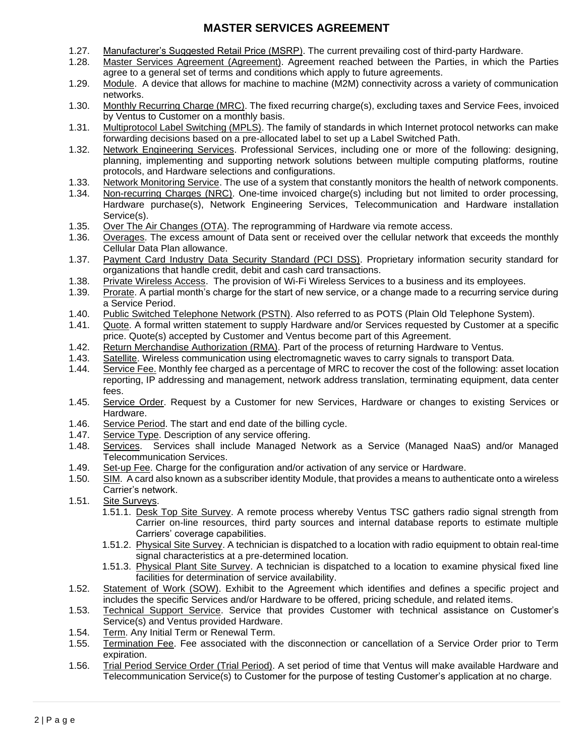# MASTER SERVICES AGREEMENT

1.27. Manufacturer's Suggested Retail Price (MSRP). The current prevailing cost of third-party Hardware.

1.28. Master Services Agreement (Agreement). Agreement reached between the Parties, in which the Parties agree to a general set of terms and conditions which apply to future agreements.

1.29. Module. A device that allows for machine to machine (M2M) connectivity across a variety of communication networks.

1.30. Monthly Recurring Charge (MRC). The fixed recurring charge(s), excluding taxes and Service Fees, invoiced by Ventus to Customer on a monthly basis.

1.31. Multiprotocol Label Switching (MPLS). The family of standards in which Internet protocol networks can make forwarding decisions based on a pre-allocated label to set up a Label Switched Path.

1.32. Network Engineering Services. Professional Services, including one or more of the following: designing, planning, implementing and supporting network solutions between multiple computing platforms, routine protocols, and Hardware selections and configurations.

1.33. Network Monitoring Service. The use of a system that constantly monitors the health of network components.

1.34. Non-recurring Charges (NRC). One-time invoiced charge(s) including but not limited to order processing, Hardware purchase(s), Network Engineering Services, Telecommunication and Hardware installation Service(s).

1.35. Over The Air Changes (OTA). The reprogramming of Hardware via remote access.

1.36. Overages. The excess amount of Data sent or received over the cellular network that exceeds the monthly Cellular Data Plan allowance.

1.37. Payment Card Industry Data Security Standard (PCI DSS). Proprietary information security standard for organizations that handle credit, debit and cash card transactions.

1.38. Private Wireless Access. The provision of Wi-Fi Wireless Services to a business and its employees.

1.39. Prorate. A partial month's charge for the start of new service, or a change made to a recurring service during a Service Period.

1.40. Public Switched Telephone Network (PSTN). Also referred to as POTS (Plain Old Telephone System).

1.41. Quote. A formal written statement to supply Hardware and/or Services requested by Customer at a specific price. Quote(s) accepted by Customer and Ventus become part of this Agreement.

1.42. Return Merchandise Authorization (RMA). Part of the process of returning Hardware to Ventus.

1.43. Satellite. Wireless communication using electromagnetic waves to carry signals to transport Data.

1.44. Service Fee. Monthly fee charged as a percentage of MRC to recover the cost of the following: asset location reporting, IP addressing and management, network address translation, terminating equipment, data center fees.

1.45. Service Order. Request by a Customer for new Services, Hardware or changes to existing Services or Hardware.

1.46. Service Period. The start and end date of the billing cycle.

1.47. Service Type. Description of any service offering.

1.48. Services. Services shall include Managed Network as a Service (Managed NaaS) and/or Managed Telecommunication Services.

1.49. Set-up Fee. Charge for the configuration and/or activation of any service or Hardware.

1.50. SIM. A card also known as a subscriber identity Module, that provides a means to authenticate onto a wireless Carrier's network.

1.51. Site Surveys.

- 1.51.1. Desk Top Site Survey. A remote process whereby Ventus TSC gathers radio signal strength from Carrier on-line resources, third party sources and internal database reports to estimate multiple Carriers' coverage capabilities.
- 1.51.2. Physical Site Survey. A technician is dispatched to a location with radio equipment to obtain real-time signal characteristics at a pre-determined location.
- 1.51.3. Physical Plant Site Survey. A technician is dispatched to a location to examine physical fixed line facilities for determination of service availability.

1.52. Statement of Work (SOW). Exhibit to the Agreement which identifies and defines a specific project and includes the specific Services and/or Hardware to be offered, pricing schedule, and related items.

1.53. Technical Support Service. Service that provides Customer with technical assistance on Customer's Service(s) and Ventus provided Hardware.

1.54. Term. Any Initial Term or Renewal Term.

1.55. Termination Fee. Fee associated with the disconnection or cancellation of a Service Order prior to Term expiration.

1.56. Trial Period Service Order (Trial Period). A set period of time that Ventus will make available Hardware and Telecommunication Service(s) to Customer for the purpose of testing Customer's application at no charge.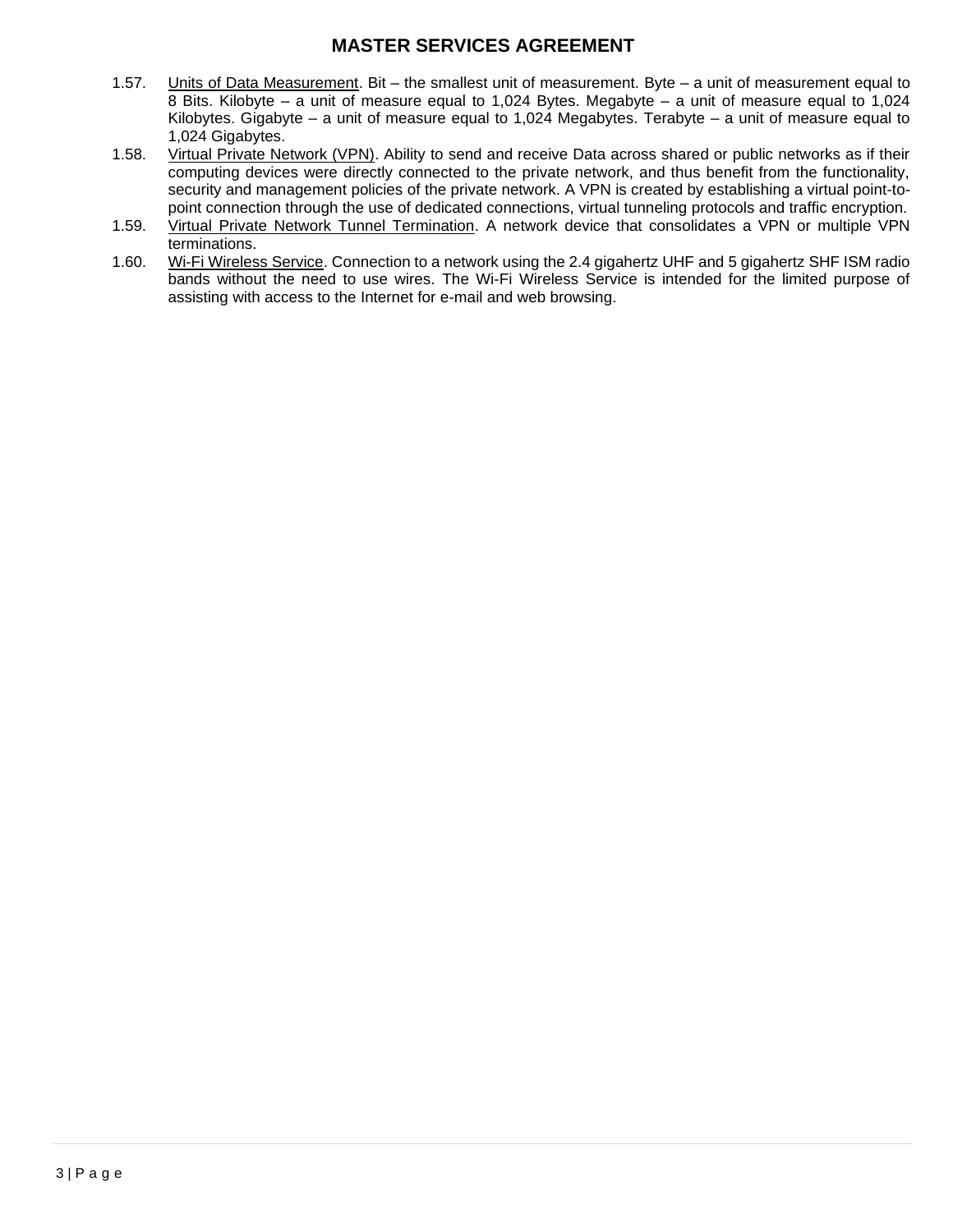1.57. Units of Data Measurement. Bit – the smallest unit of measurement. Byte – a unit of measurement equal to 8 Bits. Kilobyte – a unit of measure equal to 1,024 Bytes. Megabyte – a unit of measure equal to 1,024 Kilobytes. Gigabyte – a unit of measure equal to 1,024 Megabytes. Terabyte – a unit of measure equal to 1,024 Gigabytes.

1.58. Virtual Private Network (VPN). Ability to send and receive Data across shared or public networks as if their computing devices were directly connected to the private network, and thus benefit from the functionality, security and management policies of the private network. A VPN is created by establishing a virtual point-to-point connection through the use of dedicated connections, virtual tunneling protocols and traffic encryption.

1.59. Virtual Private Network Tunnel Termination. A network device that consolidates a VPN or multiple VPN terminations.

1.60. Wi-Fi Wireless Service. Connection to a network using the 2.4 gigahertz UHF and 5 gigahertz SHF ISM radio bands without the need to use wires. The Wi-Fi Wireless Service is intended for the limited purpose of assisting with access to the Internet for e-mail and web browsing.